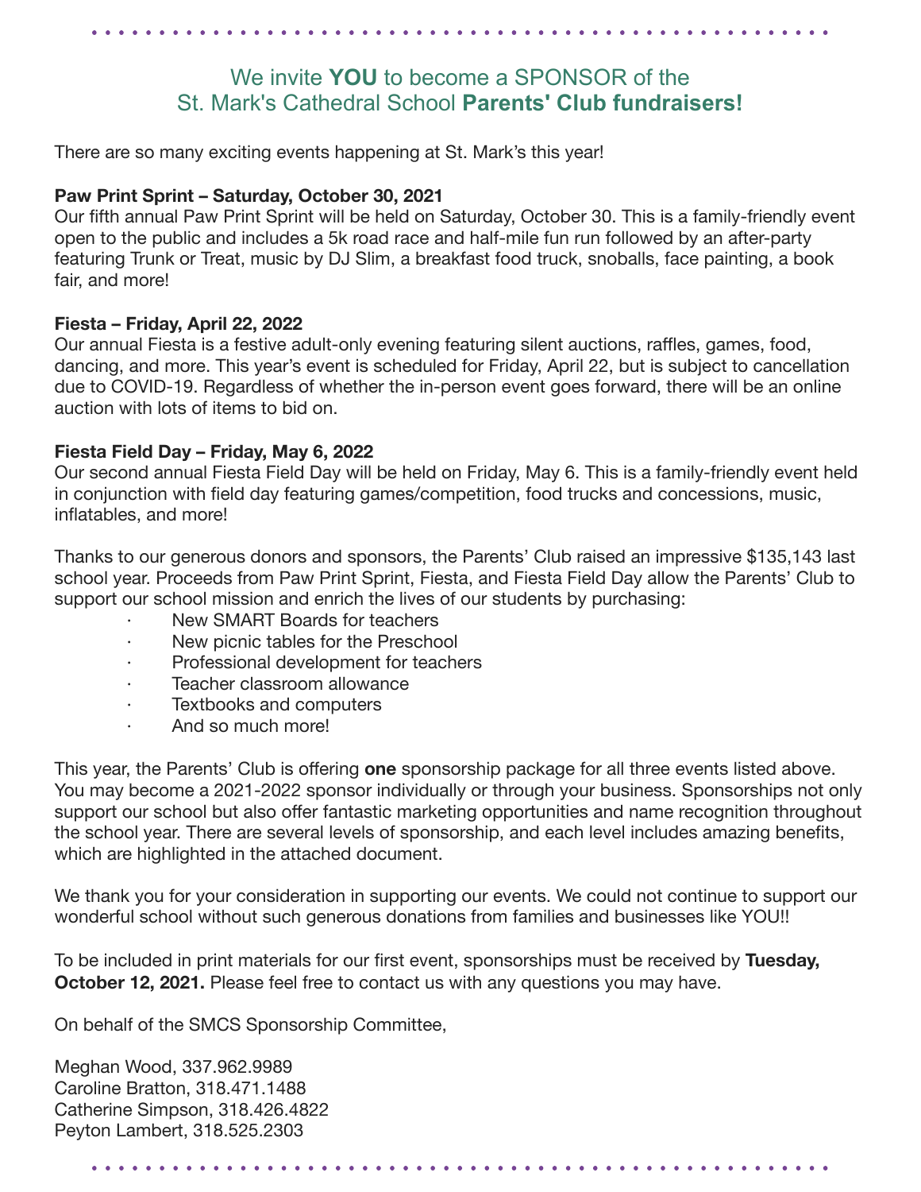# We invite **YOU** to become a SPONSOR of the St. Mark's Cathedral School **Parents' Club fundraisers!**

There are so many exciting events happening at St. Mark's this year!

**Paw Print Sprint – Saturday, October 30, 2021**
Our fifth annual Paw Print Sprint will be held on Saturday, October 30. This is a family-friendly event open to the public and includes a 5k road race and half-mile fun run followed by an after-party featuring Trunk or Treat, music by DJ Slim, a breakfast food truck, snoballs, face painting, a book fair, and more!

**Fiesta – Friday, April 22, 2022**
Our annual Fiesta is a festive adult-only evening featuring silent auctions, raffles, games, food, dancing, and more. This year's event is scheduled for Friday, April 22, but is subject to cancellation due to COVID-19. Regardless of whether the in-person event goes forward, there will be an online auction with lots of items to bid on.

**Fiesta Field Day – Friday, May 6, 2022**
Our second annual Fiesta Field Day will be held on Friday, May 6. This is a family-friendly event held in conjunction with field day featuring games/competition, food trucks and concessions, music, inflatables, and more!

Thanks to our generous donors and sponsors, the Parents' Club raised an impressive $135,143 last school year. Proceeds from Paw Print Sprint, Fiesta, and Fiesta Field Day allow the Parents' Club to support our school mission and enrich the lives of our students by purchasing:

- New SMART Boards for teachers
- New picnic tables for the Preschool
- Professional development for teachers
- Teacher classroom allowance
- Textbooks and computers
- And so much more!

This year, the Parents' Club is offering **one** sponsorship package for all three events listed above. You may become a 2021-2022 sponsor individually or through your business. Sponsorships not only support our school but also offer fantastic marketing opportunities and name recognition throughout the school year. There are several levels of sponsorship, and each level includes amazing benefits, which are highlighted in the attached document.

We thank you for your consideration in supporting our events. We could not continue to support our wonderful school without such generous donations from families and businesses like YOU!!

To be included in print materials for our first event, sponsorships must be received by **Tuesday, October 12, 2021.** Please feel free to contact us with any questions you may have.

On behalf of the SMCS Sponsorship Committee,

Meghan Wood, 337.962.9989
Caroline Bratton, 318.471.1488
Catherine Simpson, 318.426.4822
Peyton Lambert, 318.525.2303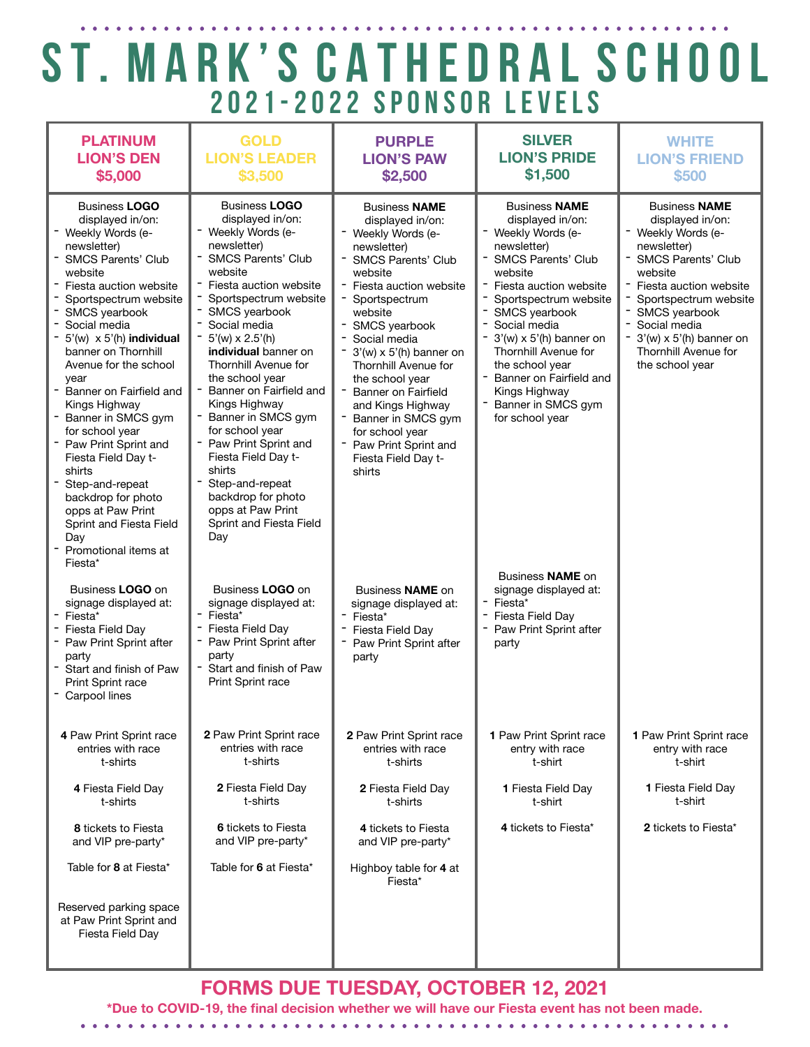# ST. MARK'S CATHEDRAL SCHOOL

## 2021-2022 SPONSOR LEVELS

| PLATINUM LION'S DEN $5,000 | GOLD LION'S LEADER $3,500 | PURPLE LION'S PAW $2,500 | SILVER LION'S PRIDE $1,500 | WHITE LION'S FRIEND $500 |
|---|---|---|---|---|
| Business **LOGO** displayed in/on:<br>- Weekly Words (e-newsletter)<br>- SMCS Parents' Club website<br>- Fiesta auction website<br>- Sportspectrum website<br>- SMCS yearbook<br>- Social media<br>- 5'(w) x 5'(h) **individual** banner on Thornhill Avenue for the school year<br>- Banner on Fairfield and Kings Highway<br>- Banner in SMCS gym for school year<br>- Paw Print Sprint and Fiesta Field Day t-shirts<br>- Step-and-repeat backdrop for photo opps at Paw Print Sprint and Fiesta Field Day<br>- Promotional items at Fiesta* | Business **LOGO** displayed in/on:<br>- Weekly Words (e-newsletter)<br>- SMCS Parents' Club website<br>- Fiesta auction website<br>- Sportspectrum website<br>- SMCS yearbook<br>- Social media<br>- 5'(w) x 2.5'(h) **individual** banner on Thornhill Avenue for the school year<br>- Banner on Fairfield and Kings Highway<br>- Banner in SMCS gym for school year<br>- Paw Print Sprint and Fiesta Field Day t-shirts<br>- Step-and-repeat backdrop for photo opps at Paw Print Sprint and Fiesta Field Day | Business **NAME** displayed in/on:<br>- Weekly Words (e-newsletter)<br>- SMCS Parents' Club website<br>- Fiesta auction website<br>- Sportspectrum website<br>- SMCS yearbook<br>- Social media<br>- 3'(w) x 5'(h) banner on Thornhill Avenue for the school year<br>- Banner on Fairfield and Kings Highway<br>- Banner in SMCS gym for school year<br>- Paw Print Sprint and Fiesta Field Day t-shirts | Business **NAME** displayed in/on:<br>- Weekly Words (e-newsletter)<br>- SMCS Parents' Club website<br>- Fiesta auction website<br>- Sportspectrum website<br>- SMCS yearbook<br>- Social media<br>- 3'(w) x 5'(h) banner on Thornhill Avenue for the school year<br>- Banner on Fairfield and Kings Highway<br>- Banner in SMCS gym for school year | Business **NAME** displayed in/on:<br>- Weekly Words (e-newsletter)<br>- SMCS Parents' Club website<br>- Fiesta auction website<br>- Sportspectrum website<br>- SMCS yearbook<br>- Social media<br>- 3'(w) x 5'(h) banner on Thornhill Avenue for the school year |
| Business **LOGO** on signage displayed at:<br>- Fiesta*<br>- Fiesta Field Day<br>- Paw Print Sprint after party<br>- Start and finish of Paw Print Sprint race<br>- Carpool lines | Business **LOGO** on signage displayed at:<br>- Fiesta*<br>- Fiesta Field Day<br>- Paw Print Sprint after party<br>- Start and finish of Paw Print Sprint race | Business **NAME** on signage displayed at:<br>- Fiesta*<br>- Fiesta Field Day<br>- Paw Print Sprint after party | Business **NAME** on signage displayed at:<br>- Fiesta*<br>- Fiesta Field Day<br>- Paw Print Sprint after party | |
| **4** Paw Print Sprint race entries with race t-shirts | **2** Paw Print Sprint race entries with race t-shirts | **2** Paw Print Sprint race entries with race t-shirts | **1** Paw Print Sprint race entry with race t-shirt | **1** Paw Print Sprint race entry with race t-shirt |
| **4** Fiesta Field Day t-shirts | **2** Fiesta Field Day t-shirts | **2** Fiesta Field Day t-shirts | **1** Fiesta Field Day t-shirt | **1** Fiesta Field Day t-shirt |
| **8** tickets to Fiesta and VIP pre-party* | **6** tickets to Fiesta and VIP pre-party* | **4** tickets to Fiesta and VIP pre-party* | **4** tickets to Fiesta* | **2** tickets to Fiesta* |
| Table for **8** at Fiesta* | Table for **6** at Fiesta* | Highboy table for **4** at Fiesta* | | |
| Reserved parking space at Paw Print Sprint and Fiesta Field Day | | | | |

## FORMS DUE TUESDAY, OCTOBER 12, 2021

**\*Due to COVID-19, the final decision whether we will have our Fiesta event has not been made.**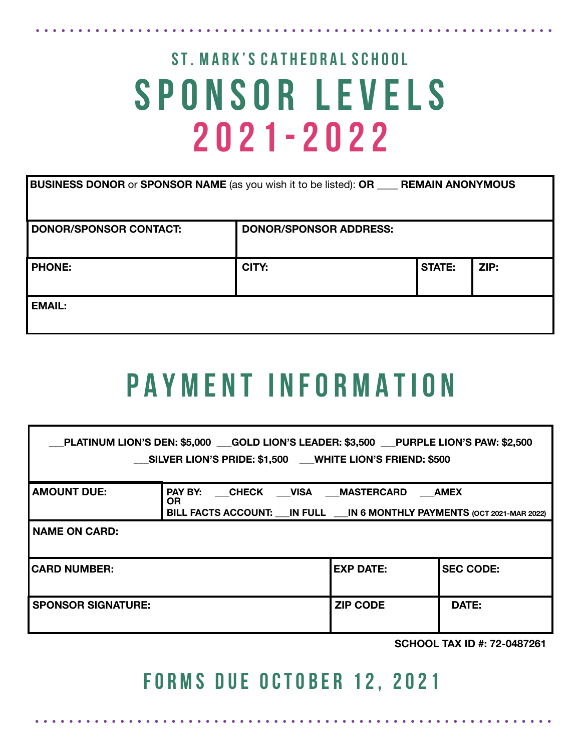### ST. MARK'S CATHEDRAL SCHOOL

# SPONSOR LEVELS

# 2021-2022

| | | | |
|---|---|---|---|
| **BUSINESS DONOR** or **SPONSOR NAME** (as you wish it to be listed): **OR** ____ **REMAIN ANONYMOUS** | | | |
| **DONOR/SPONSOR CONTACT:** | **DONOR/SPONSOR ADDRESS:** | | |
| **PHONE:** | **CITY:** | **STATE:** | **ZIP:** |
| **EMAIL:** | | | |

# PAYMENT INFORMATION

| | | | |
|---|---|---|---|
| **___PLATINUM LION'S DEN: $5,000 ___GOLD LION'S LEADER: $3,500 ___PURPLE LION'S PAW: $2,500 ___SILVER LION'S PRIDE: $1,500 ___WHITE LION'S FRIEND: $500** | | | |
| **AMOUNT DUE:** | **PAY BY: ___CHECK ___VISA ___MASTERCARD ___AMEX OR BILL FACTS ACCOUNT: ___IN FULL ___IN 6 MONTHLY PAYMENTS (OCT 2021-MAR 2022)** | | |
| **NAME ON CARD:** | | | |
| **CARD NUMBER:** | | **EXP DATE:** | **SEC CODE:** |
| **SPONSOR SIGNATURE:** | | **ZIP CODE** | **DATE:** |

**SCHOOL TAX ID #: 72-0487261**

## FORMS DUE OCTOBER 12, 2021